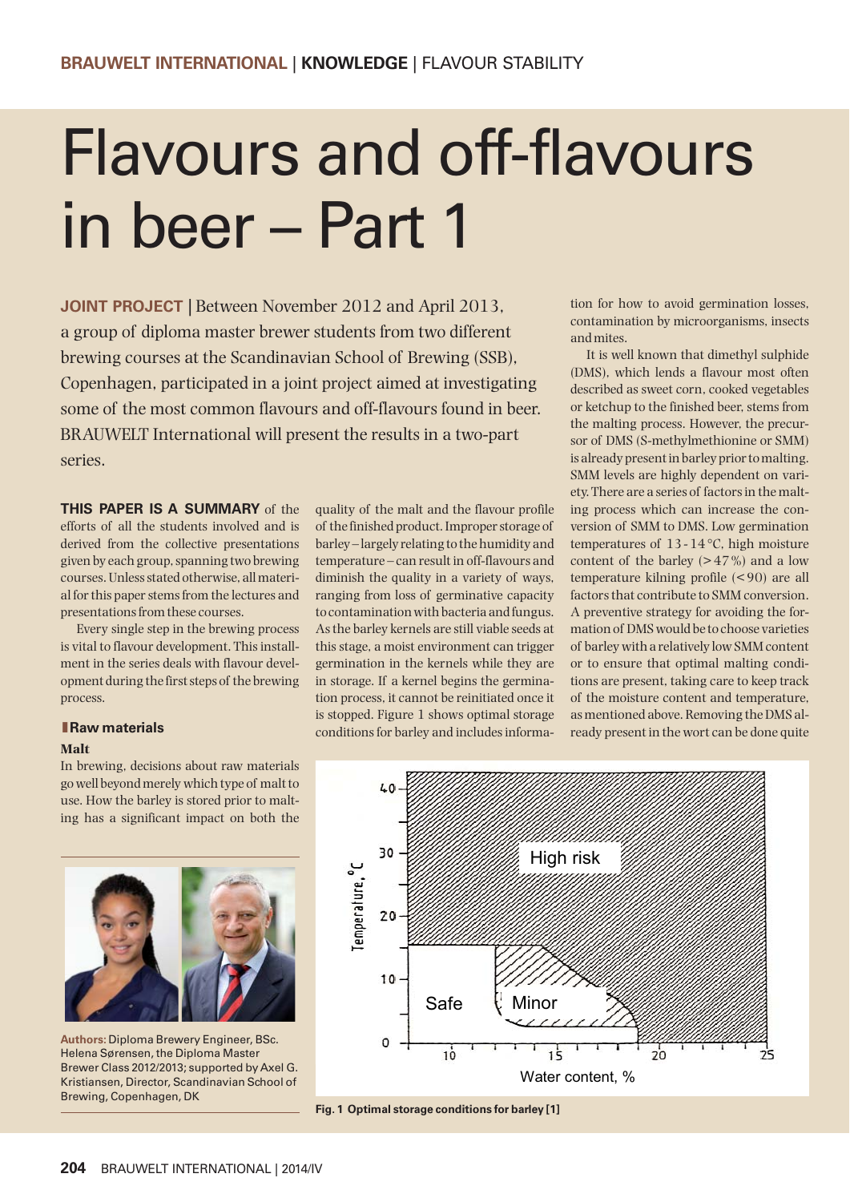# Flavours and off-flavours in beer – Part 1

**JOINT PROJECT** | Between November 2012 and April 2013, a group of diploma master brewer students from two different brewing courses at the Scandinavian School of Brewing (SSB), Copenhagen, participated in a joint project aimed at investigating some of the most common flavours and off-flavours found in beer. BRAUWELT International will present the results in a two-part series.

**THIS PAPER IS A SUMMARY** of the efforts of all the students involved and is derived from the collective presentations given by each group, spanning two brewing courses. Unless stated otherwise, all material for this paper stems from the lectures and presentations from these courses.

Every single step in the brewing process is vital to flavour development. This installment in the series deals with flavour development during the first steps of the brewing process.

## Raw materials

### Malt

In brewing, decisions about raw materials go well beyond merely which type of malt to use. How the barley is stored prior to malting has a significant impact on both the quality of the malt and the flavour profile of the finished product. Improper storage of barley – largely relating to the humidity and temperature – can result in off-flavours and diminish the quality in a variety of ways, ranging from loss of germinative capacity to contamination with bacteria and fungus. As the barley kernels are still viable seeds at this stage, a moist environment can trigger germination in the kernels while they are in storage. If a kernel begins the germination process, it cannot be reinitiated once it is stopped. Figure 1 shows optimal storage conditions for barley and includes information for how to avoid germination losses, contamination by microorganisms, insects and mites.

It is well known that dimethyl sulphide (DMS), which lends a flavour most often described as sweet corn, cooked vegetables or ketchup to the finished beer, stems from the malting process. However, the precursor of DMS (S-methylmethionine or SMM) is already present in barley prior to malting. SMM levels are highly dependent on variety. There are a series of factors in the malting process which can increase the conversion of SMM to DMS. Low germination temperatures of 13-14 °C, high moisture content of the barley (>47 %) and a low temperature kilning profile (<90) are all factors that contribute to SMM conversion. A preventive strategy for avoiding the formation of DMS would be to choose varieties of barley with a relatively low SMM content or to ensure that optimal malting conditions are present, taking care to keep track of the moisture content and temperature, as mentioned above. Removing the DMS already present in the wort can be done quite

**Fig. 1 Optimal storage conditions for barley [1]**

**Authors:** Diploma Brewery Engineer, BSc. Helena Sørensen, the Diploma Master Brewer Class 2012/2013; supported by Axel G. Kristiansen, Director, Scandinavian School of Brewing, Copenhagen, DK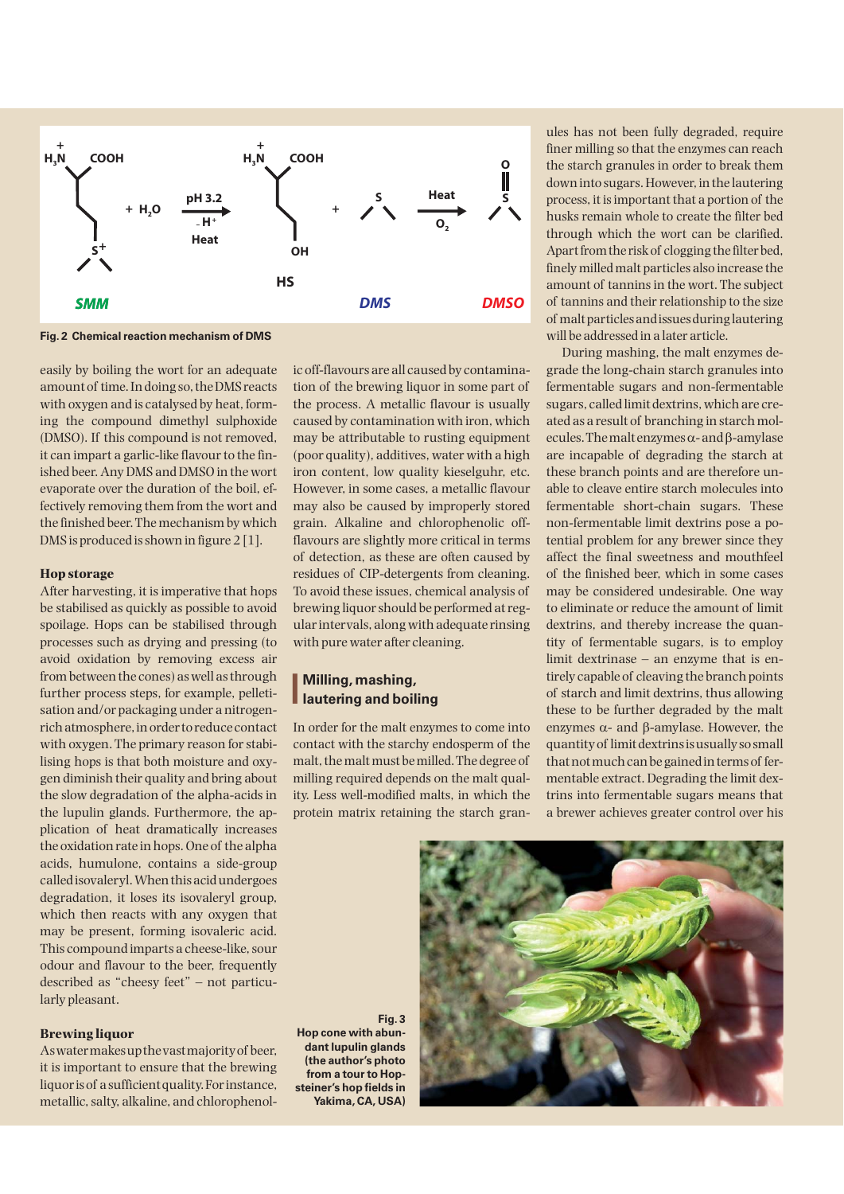Fig. 2 Chemical reaction mechanism of DMS

easily by boiling the wort for an adequate amount of time. In doing so, the DMS reacts with oxygen and is catalysed by heat, forming the compound dimethyl sulphoxide (DMSO). If this compound is not removed, it can impart a garlic-like flavour to the finished beer. Any DMS and DMSO in the wort evaporate over the duration of the boil, effectively removing them from the wort and the finished beer. The mechanism by which DMS is produced is shown in figure 2 [1].

### Hop storage

After harvesting, it is imperative that hops be stabilised as quickly as possible to avoid spoilage. Hops can be stabilised through processes such as drying and pressing (to avoid oxidation by removing excess air from between the cones) as well as through further process steps, for example, pelletisation and/or packaging under a nitrogen-rich atmosphere, in order to reduce contact with oxygen. The primary reason for stabilising hops is that both moisture and oxygen diminish their quality and bring about the slow degradation of the alpha-acids in the lupulin glands. Furthermore, the application of heat dramatically increases the oxidation rate in hops. One of the alpha acids, humulone, contains a side-group called isovaleryl. When this acid undergoes degradation, it loses its isovaleryl group, which then reacts with any oxygen that may be present, forming isovaleric acid. This compound imparts a cheese-like, sour odour and flavour to the beer, frequently described as "cheesy feet" – not particularly pleasant.

### Brewing liquor

As water makes up the vast majority of beer, it is important to ensure that the brewing liquor is of a sufficient quality. For instance, metallic, salty, alkaline, and chlorophenolic off-flavours are all caused by contamination of the brewing liquor in some part of the process. A metallic flavour is usually caused by contamination with iron, which may be attributable to rusting equipment (poor quality), additives, water with a high iron content, low quality kieselguhr, etc. However, in some cases, a metallic flavour may also be caused by improperly stored grain. Alkaline and chlorophenolic off-flavours are slightly more critical in terms of detection, as these are often caused by residues of CIP-detergents from cleaning. To avoid these issues, chemical analysis of brewing liquor should be performed at regular intervals, along with adequate rinsing with pure water after cleaning.

## Milling, mashing, lautering and boiling

In order for the malt enzymes to come into contact with the starchy endosperm of the malt, the malt must be milled. The degree of milling required depends on the malt quality. Less well-modified malts, in which the protein matrix retaining the starch granules has not been fully degraded, require finer milling so that the enzymes can reach the starch granules in order to break them down into sugars. However, in the lautering process, it is important that a portion of the husks remain whole to create the filter bed through which the wort can be clarified. Apart from the risk of clogging the filter bed, finely milled malt particles also increase the amount of tannins in the wort. The subject of tannins and their relationship to the size of malt particles and issues during lautering will be addressed in a later article.

During mashing, the malt enzymes degrade the long-chain starch granules into fermentable sugars and non-fermentable sugars, called limit dextrins, which are created as a result of branching in starch molecules. The malt enzymes α- and β-amylase are incapable of degrading the starch at these branch points and are therefore unable to cleave entire starch molecules into fermentable short-chain sugars. These non-fermentable limit dextrins pose a potential problem for any brewer since they affect the final sweetness and mouthfeel of the finished beer, which in some cases may be considered undesirable. One way to eliminate or reduce the amount of limit dextrins, and thereby increase the quantity of fermentable sugars, is to employ limit dextrinase – an enzyme that is entirely capable of cleaving the branch points of starch and limit dextrins, thus allowing these to be further degraded by the malt enzymes α- and β-amylase. However, the quantity of limit dextrins is usually so small that not much can be gained in terms of fermentable extract. Degrading the limit dextrins into fermentable sugars means that a brewer achieves greater control over his

Fig. 3 Hop cone with abundant lupulin glands (the author's photo from a tour to Hopsteiner's hop fields in Yakima, CA, USA)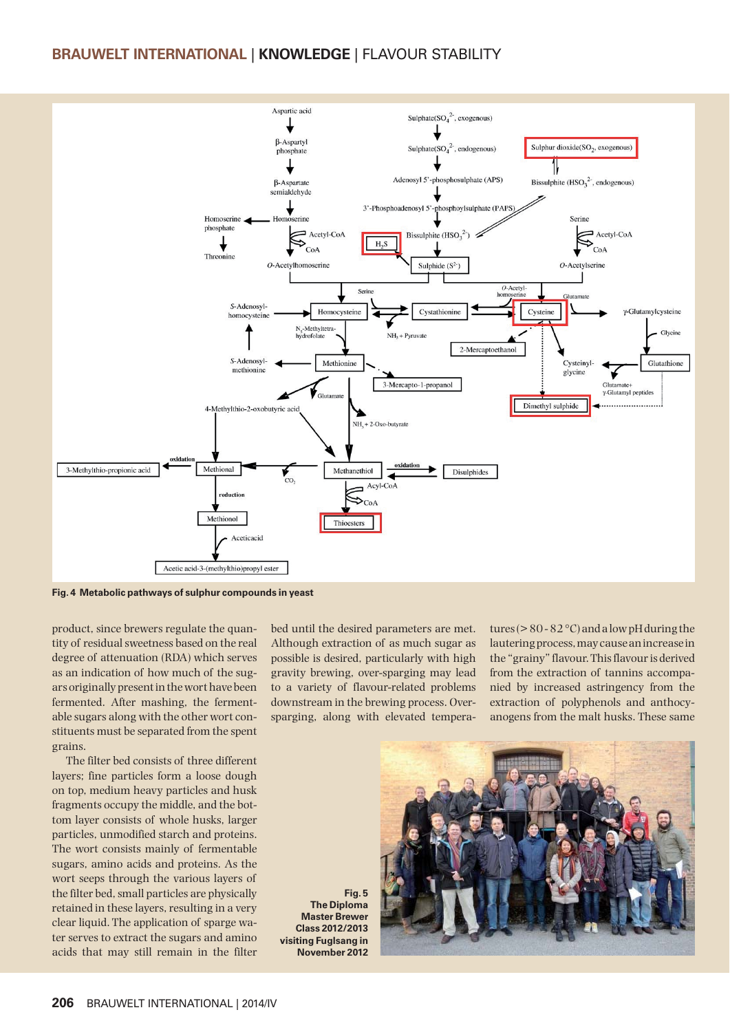Fig. 4 Metabolic pathways of sulphur compounds in yeast

product, since brewers regulate the quantity of residual sweetness based on the real degree of attenuation (RDA) which serves as an indication of how much of the sugars originally present in the wort have been fermented. After mashing, the fermentable sugars along with the other wort constituents must be separated from the spent grains.

The filter bed consists of three different layers; fine particles form a loose dough on top, medium heavy particles and husk fragments occupy the middle, and the bottom layer consists of whole husks, larger particles, unmodified starch and proteins. The wort consists mainly of fermentable sugars, amino acids and proteins. As the wort seeps through the various layers of the filter bed, small particles are physically retained in these layers, resulting in a very clear liquid. The application of sparge water serves to extract the sugars and amino acids that may still remain in the filter bed until the desired parameters are met. Although extraction of as much sugar as possible is desired, particularly with high gravity brewing, over-sparging may lead to a variety of flavour-related problems downstream in the brewing process. Over-sparging, along with elevated temperatures (> 80 - 82 °C) and a low pH during the lautering process, may cause an increase in the "grainy" flavour. This flavour is derived from the extraction of tannins accompanied by increased astringency from the extraction of polyphenols and anthocyanogens from the malt husks. These same

**Fig. 5 The Diploma Master Brewer Class 2012/2013 visiting Fuglsang in November 2012**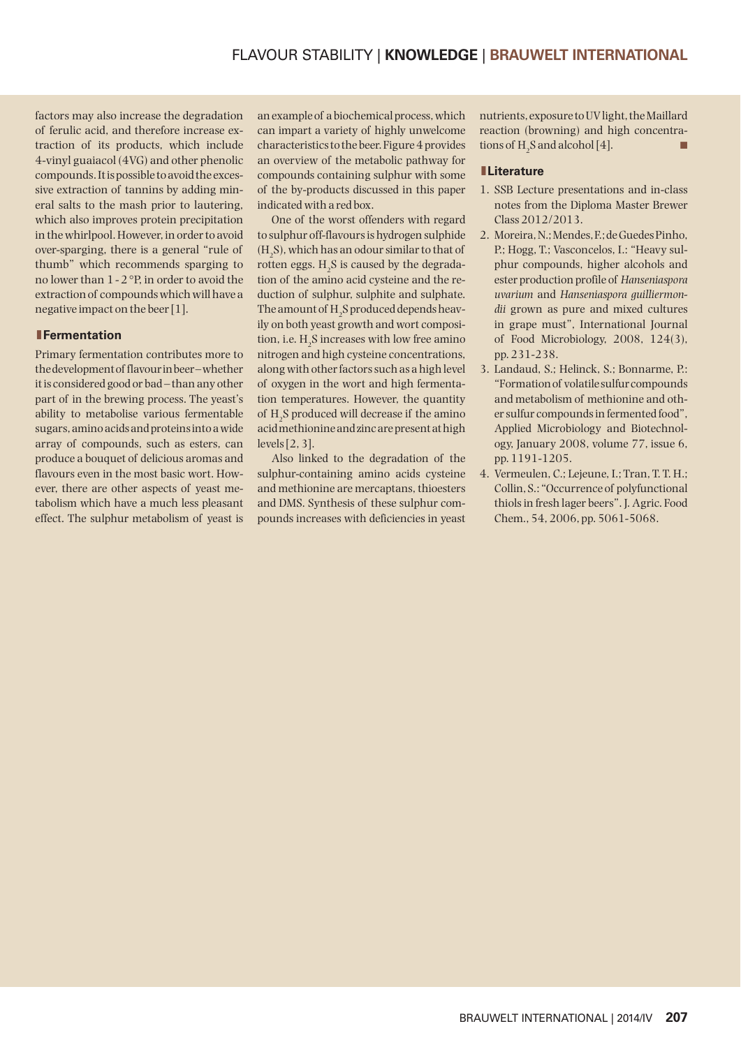factors may also increase the degradation of ferulic acid, and therefore increase extraction of its products, which include 4-vinyl guaiacol (4VG) and other phenolic compounds. It is possible to avoid the excessive extraction of tannins by adding mineral salts to the mash prior to lautering, which also improves protein precipitation in the whirlpool. However, in order to avoid over-sparging, there is a general "rule of thumb" which recommends sparging to no lower than 1 - 2 °P, in order to avoid the extraction of compounds which will have a negative impact on the beer [1].

## Fermentation

Primary fermentation contributes more to the development of flavour in beer – whether it is considered good or bad – than any other part of in the brewing process. The yeast's ability to metabolise various fermentable sugars, amino acids and proteins into a wide array of compounds, such as esters, can produce a bouquet of delicious aromas and flavours even in the most basic wort. However, there are other aspects of yeast metabolism which have a much less pleasant effect. The sulphur metabolism of yeast is an example of a biochemical process, which can impart a variety of highly unwelcome characteristics to the beer. Figure 4 provides an overview of the metabolic pathway for compounds containing sulphur with some of the by-products discussed in this paper indicated with a red box.

One of the worst offenders with regard to sulphur off-flavours is hydrogen sulphide ($H_2S$), which has an odour similar to that of rotten eggs. $H_2S$ is caused by the degradation of the amino acid cysteine and the reduction of sulphur, sulphite and sulphate. The amount of $H_2S$ produced depends heavily on both yeast growth and wort composition, i.e. $H_2S$ increases with low free amino nitrogen and high cysteine concentrations, along with other factors such as a high level of oxygen in the wort and high fermentation temperatures. However, the quantity of $H_2S$ produced will decrease if the amino acid methionine and zinc are present at high levels [2, 3].

Also linked to the degradation of the sulphur-containing amino acids cysteine and methionine are mercaptans, thioesters and DMS. Synthesis of these sulphur compounds increases with deficiencies in yeast nutrients, exposure to UV light, the Maillard reaction (browning) and high concentrations of $H_2S$ and alcohol [4]. ■

## Literature

1. SSB Lecture presentations and in-class notes from the Diploma Master Brewer Class 2012/2013.
2. Moreira, N.; Mendes, F.; de Guedes Pinho, P.; Hogg, T.; Vasconcelos, I.: "Heavy sulphur compounds, higher alcohols and ester production profile of *Hanseniaspora uvarium* and *Hanseniaspora guilliermondii* grown as pure and mixed cultures in grape must", International Journal of Food Microbiology, 2008, 124(3), pp. 231-238.
3. Landaud, S.; Helinck, S.; Bonnarme, P.: "Formation of volatile sulfur compounds and metabolism of methionine and other sulfur compounds in fermented food", Applied Microbiology and Biotechnology, January 2008, volume 77, issue 6, pp. 1191-1205.
4. Vermeulen, C.; Lejeune, I.; Tran, T. T. H.; Collin, S.: "Occurrence of polyfunctional thiols in fresh lager beers". J. Agric. Food Chem., 54, 2006, pp. 5061-5068.